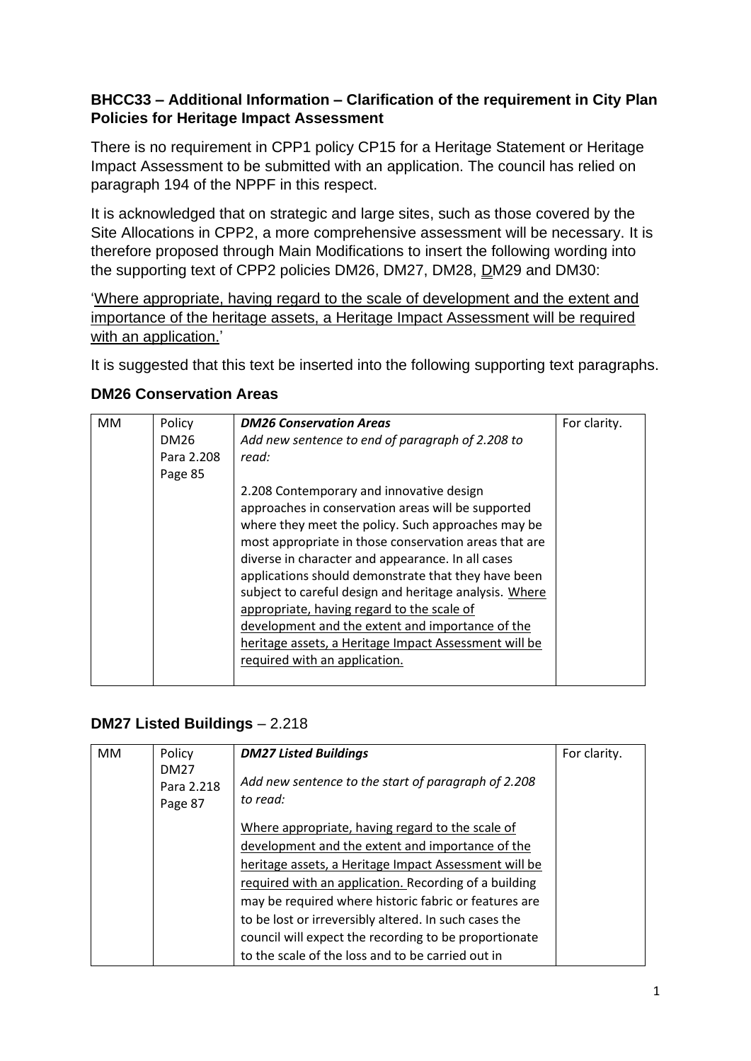**BHCC33 – Additional Information – Clarification of the requirement in City Plan Policies for Heritage Impact Assessment**

There is no requirement in CPP1 policy CP15 for a Heritage Statement or Heritage Impact Assessment to be submitted with an application. The council has relied on paragraph 194 of the NPPF in this respect.

It is acknowledged that on strategic and large sites, such as those covered by the Site Allocations in CPP2, a more comprehensive assessment will be necessary. It is therefore proposed through Main Modifications to insert the following wording into the supporting text of CPP2 policies DM26, DM27, DM28, <u>D</u>M29 and DM30:

'<u>Where appropriate, having regard to the scale of development and the extent and importance of the heritage assets, a Heritage Impact Assessment will be required with an application.</u>'

It is suggested that this text be inserted into the following supporting text paragraphs.

### DM26 Conservation Areas

| | | | |
|---|---|---|---|
| MM | Policy DM26 Para 2.208 Page 85 | ***DM26 Conservation Areas*** <br> *Add new sentence to end of paragraph of 2.208 to read:* <br><br> 2.208 Contemporary and innovative design approaches in conservation areas will be supported where they meet the policy. Such approaches may be most appropriate in those conservation areas that are diverse in character and appearance. In all cases applications should demonstrate that they have been subject to careful design and heritage analysis. <u>Where appropriate, having regard to the scale of development and the extent and importance of the heritage assets, a Heritage Impact Assessment will be required with an application.</u> | For clarity. |

### DM27 Listed Buildings – 2.218

| | | | |
|---|---|---|---|
| MM | Policy DM27 Para 2.218 Page 87 | ***DM27 Listed Buildings*** <br><br> *Add new sentence to the start of paragraph of 2.208 to read:* <br><br> <u>Where appropriate, having regard to the scale of development and the extent and importance of the heritage assets, a Heritage Impact Assessment will be required with an application.</u> Recording of a building may be required where historic fabric or features are to be lost or irreversibly altered. In such cases the council will expect the recording to be proportionate to the scale of the loss and to be carried out in | For clarity. |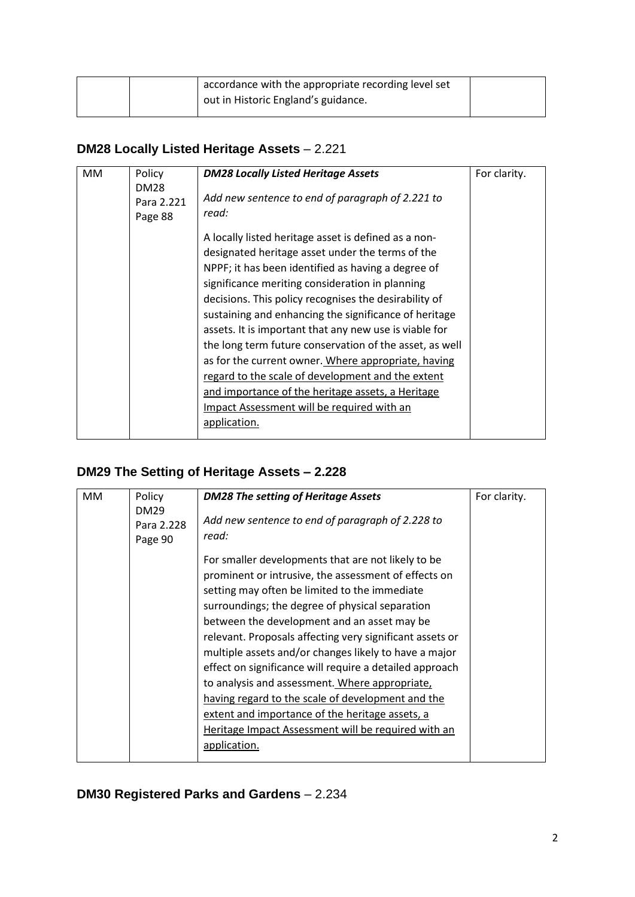| | | | |
|---|---|---|---|
| | | accordance with the appropriate recording level set out in Historic England's guidance. | |

## DM28 Locally Listed Heritage Assets – 2.221

| | | | |
|---|---|---|---|
| MM | Policy DM28 Para 2.221 Page 88 | ***DM28 Locally Listed Heritage Assets***<br><br>*Add new sentence to end of paragraph of 2.221 to read:*<br><br>A locally listed heritage asset is defined as a non-designated heritage asset under the terms of the NPPF; it has been identified as having a degree of significance meriting consideration in planning decisions. This policy recognises the desirability of sustaining and enhancing the significance of heritage assets. It is important that any new use is viable for the long term future conservation of the asset, as well as for the current owner. <u>Where appropriate, having regard to the scale of development and the extent and importance of the heritage assets, a Heritage Impact Assessment will be required with an application.</u> | For clarity. |

## DM29 The Setting of Heritage Assets – 2.228

| | | | |
|---|---|---|---|
| MM | Policy DM29 Para 2.228 Page 90 | ***DM28 The setting of Heritage Assets***<br><br>*Add new sentence to end of paragraph of 2.228 to read:*<br><br>For smaller developments that are not likely to be prominent or intrusive, the assessment of effects on setting may often be limited to the immediate surroundings; the degree of physical separation between the development and an asset may be relevant. Proposals affecting very significant assets or multiple assets and/or changes likely to have a major effect on significance will require a detailed approach to analysis and assessment. <u>Where appropriate, having regard to the scale of development and the extent and importance of the heritage assets, a Heritage Impact Assessment will be required with an application.</u> | For clarity. |

## DM30 Registered Parks and Gardens – 2.234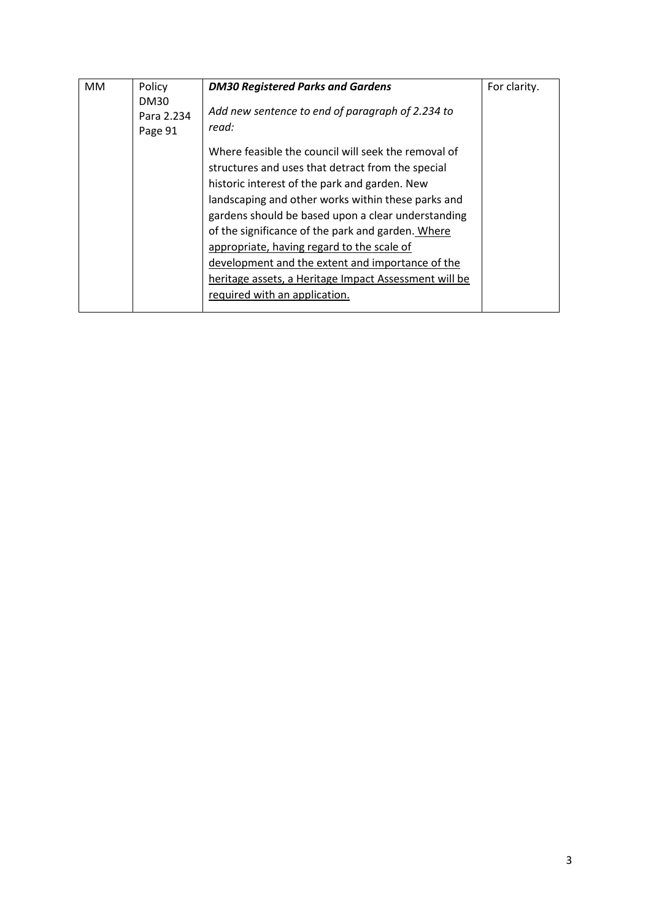| | | | |
|---|---|---|---|
| MM | Policy DM30 Para 2.234 Page 91 | ***DM30 Registered Parks and Gardens***<br><br>*Add new sentence to end of paragraph of 2.234 to read:*<br><br>Where feasible the council will seek the removal of structures and uses that detract from the special historic interest of the park and garden. New landscaping and other works within these parks and gardens should be based upon a clear understanding of the significance of the park and garden. <u>Where appropriate, having regard to the scale of development and the extent and importance of the heritage assets, a Heritage Impact Assessment will be required with an application.</u> | For clarity. |